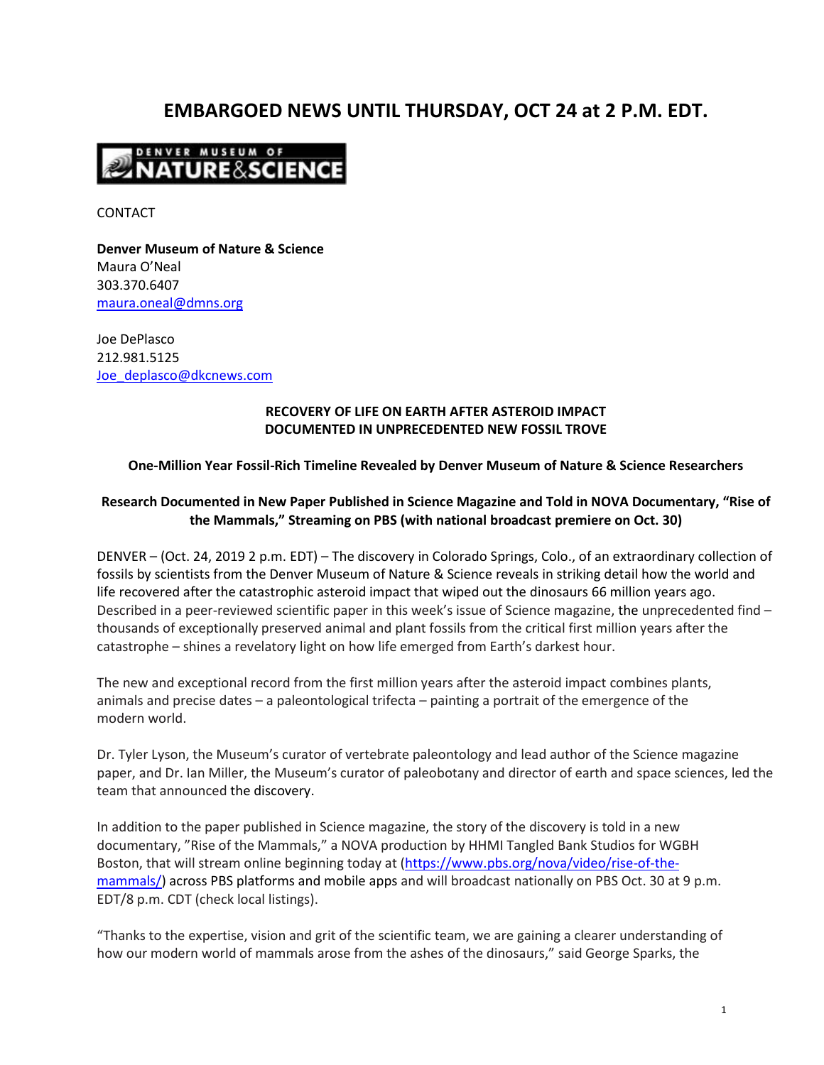# EMBARGOED NEWS UNTIL THURSDAY, OCT 24 at 2 P.M. EDT.

DENVER MUSEUM OF NATURE & SCIENCE

CONTACT

**Denver Museum of Nature & Science**
Maura O'Neal
303.370.6407
maura.oneal@dmns.org

Joe DePlasco
212.981.5125
Joe_deplasco@dkcnews.com

## RECOVERY OF LIFE ON EARTH AFTER ASTEROID IMPACT DOCUMENTED IN UNPRECEDENTED NEW FOSSIL TROVE

### One-Million Year Fossil-Rich Timeline Revealed by Denver Museum of Nature & Science Researchers

### Research Documented in New Paper Published in Science Magazine and Told in NOVA Documentary, "Rise of the Mammals," Streaming on PBS (with national broadcast premiere on Oct. 30)

DENVER – (Oct. 24, 2019 2 p.m. EDT) – The discovery in Colorado Springs, Colo., of an extraordinary collection of fossils by scientists from the Denver Museum of Nature & Science reveals in striking detail how the world and life recovered after the catastrophic asteroid impact that wiped out the dinosaurs 66 million years ago. Described in a peer-reviewed scientific paper in this week's issue of Science magazine, the unprecedented find – thousands of exceptionally preserved animal and plant fossils from the critical first million years after the catastrophe – shines a revelatory light on how life emerged from Earth's darkest hour.

The new and exceptional record from the first million years after the asteroid impact combines plants, animals and precise dates – a paleontological trifecta – painting a portrait of the emergence of the modern world.

Dr. Tyler Lyson, the Museum's curator of vertebrate paleontology and lead author of the Science magazine paper, and Dr. Ian Miller, the Museum's curator of paleobotany and director of earth and space sciences, led the team that announced the discovery.

In addition to the paper published in Science magazine, the story of the discovery is told in a new documentary, "Rise of the Mammals," a NOVA production by HHMI Tangled Bank Studios for WGBH Boston, that will stream online beginning today at (https://www.pbs.org/nova/video/rise-of-the-mammals/) across PBS platforms and mobile apps and will broadcast nationally on PBS Oct. 30 at 9 p.m. EDT/8 p.m. CDT (check local listings).

"Thanks to the expertise, vision and grit of the scientific team, we are gaining a clearer understanding of how our modern world of mammals arose from the ashes of the dinosaurs," said George Sparks, the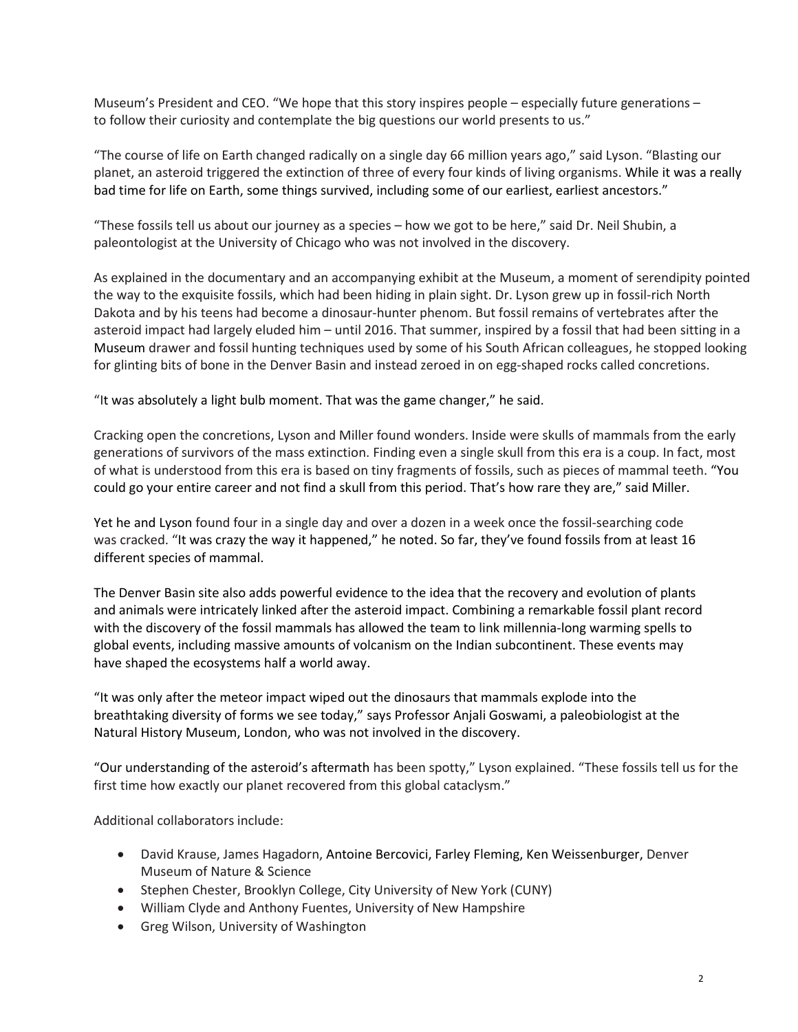Museum's President and CEO. "We hope that this story inspires people – especially future generations – to follow their curiosity and contemplate the big questions our world presents to us."

"The course of life on Earth changed radically on a single day 66 million years ago," said Lyson. "Blasting our planet, an asteroid triggered the extinction of three of every four kinds of living organisms. While it was a really bad time for life on Earth, some things survived, including some of our earliest, earliest ancestors."

"These fossils tell us about our journey as a species – how we got to be here," said Dr. Neil Shubin, a paleontologist at the University of Chicago who was not involved in the discovery.

As explained in the documentary and an accompanying exhibit at the Museum, a moment of serendipity pointed the way to the exquisite fossils, which had been hiding in plain sight. Dr. Lyson grew up in fossil-rich North Dakota and by his teens had become a dinosaur-hunter phenom. But fossil remains of vertebrates after the asteroid impact had largely eluded him – until 2016. That summer, inspired by a fossil that had been sitting in a Museum drawer and fossil hunting techniques used by some of his South African colleagues, he stopped looking for glinting bits of bone in the Denver Basin and instead zeroed in on egg-shaped rocks called concretions.

"It was absolutely a light bulb moment. That was the game changer," he said.

Cracking open the concretions, Lyson and Miller found wonders. Inside were skulls of mammals from the early generations of survivors of the mass extinction. Finding even a single skull from this era is a coup. In fact, most of what is understood from this era is based on tiny fragments of fossils, such as pieces of mammal teeth. "You could go your entire career and not find a skull from this period. That's how rare they are," said Miller.

Yet he and Lyson found four in a single day and over a dozen in a week once the fossil-searching code was cracked. "It was crazy the way it happened," he noted. So far, they've found fossils from at least 16 different species of mammal.

The Denver Basin site also adds powerful evidence to the idea that the recovery and evolution of plants and animals were intricately linked after the asteroid impact. Combining a remarkable fossil plant record with the discovery of the fossil mammals has allowed the team to link millennia-long warming spells to global events, including massive amounts of volcanism on the Indian subcontinent. These events may have shaped the ecosystems half a world away.

"It was only after the meteor impact wiped out the dinosaurs that mammals explode into the breathtaking diversity of forms we see today," says Professor Anjali Goswami, a paleobiologist at the Natural History Museum, London, who was not involved in the discovery.

"Our understanding of the asteroid's aftermath has been spotty," Lyson explained. "These fossils tell us for the first time how exactly our planet recovered from this global cataclysm."

Additional collaborators include:

- David Krause, James Hagadorn, Antoine Bercovici, Farley Fleming, Ken Weissenburger, Denver Museum of Nature & Science
- Stephen Chester, Brooklyn College, City University of New York (CUNY)
- William Clyde and Anthony Fuentes, University of New Hampshire
- Greg Wilson, University of Washington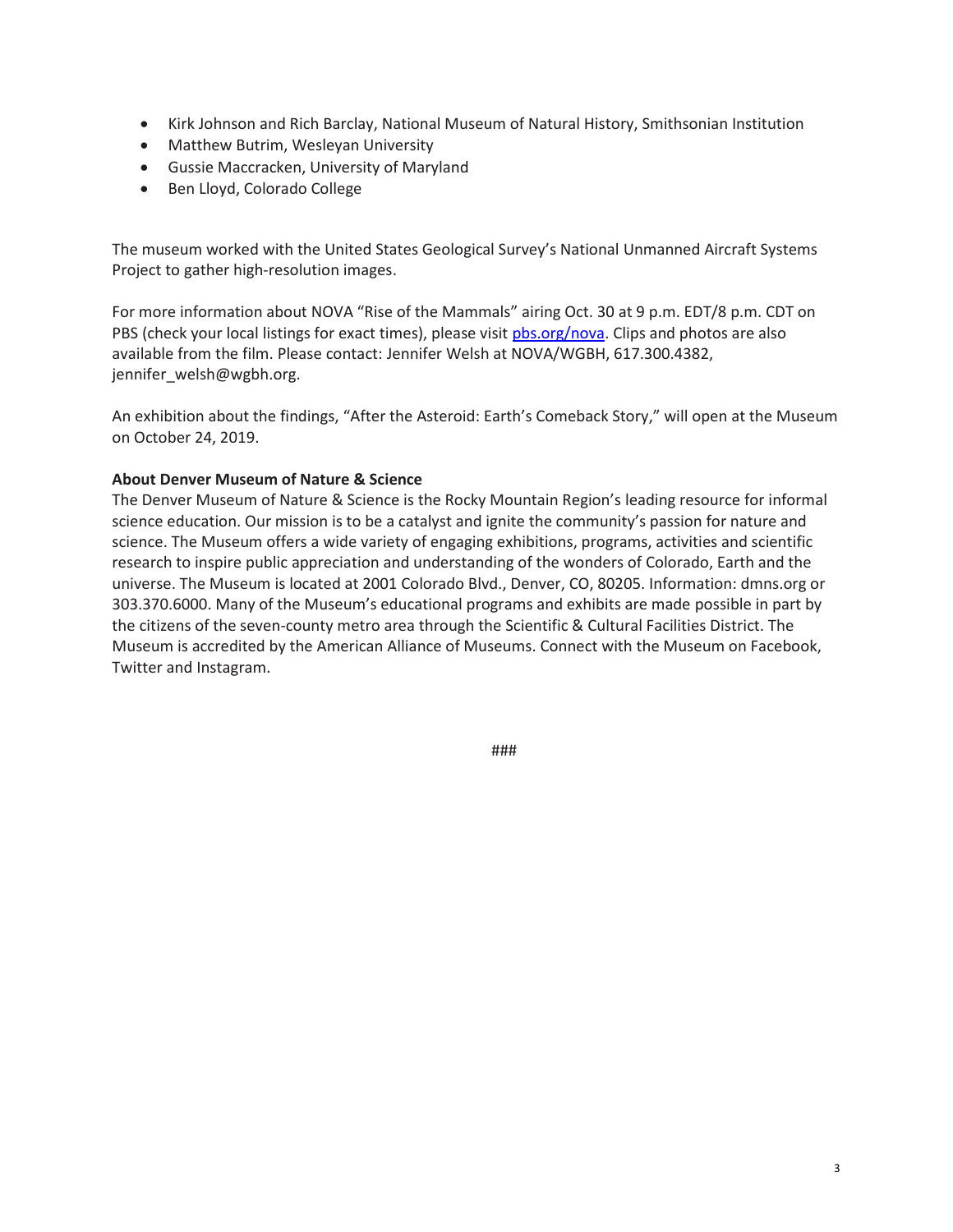- Kirk Johnson and Rich Barclay, National Museum of Natural History, Smithsonian Institution
- Matthew Butrim, Wesleyan University
- Gussie Maccracken, University of Maryland
- Ben Lloyd, Colorado College

The museum worked with the United States Geological Survey's National Unmanned Aircraft Systems Project to gather high-resolution images.

For more information about NOVA "Rise of the Mammals" airing Oct. 30 at 9 p.m. EDT/8 p.m. CDT on PBS (check your local listings for exact times), please visit [pbs.org/nova](pbs.org/nova). Clips and photos are also available from the film. Please contact: Jennifer Welsh at NOVA/WGBH, 617.300.4382, jennifer_welsh@wgbh.org.

An exhibition about the findings, "After the Asteroid: Earth's Comeback Story," will open at the Museum on October 24, 2019.

**About Denver Museum of Nature & Science**

The Denver Museum of Nature & Science is the Rocky Mountain Region's leading resource for informal science education. Our mission is to be a catalyst and ignite the community's passion for nature and science. The Museum offers a wide variety of engaging exhibitions, programs, activities and scientific research to inspire public appreciation and understanding of the wonders of Colorado, Earth and the universe. The Museum is located at 2001 Colorado Blvd., Denver, CO, 80205. Information: dmns.org or 303.370.6000. Many of the Museum's educational programs and exhibits are made possible in part by the citizens of the seven-county metro area through the Scientific & Cultural Facilities District. The Museum is accredited by the American Alliance of Museums. Connect with the Museum on Facebook, Twitter and Instagram.

###